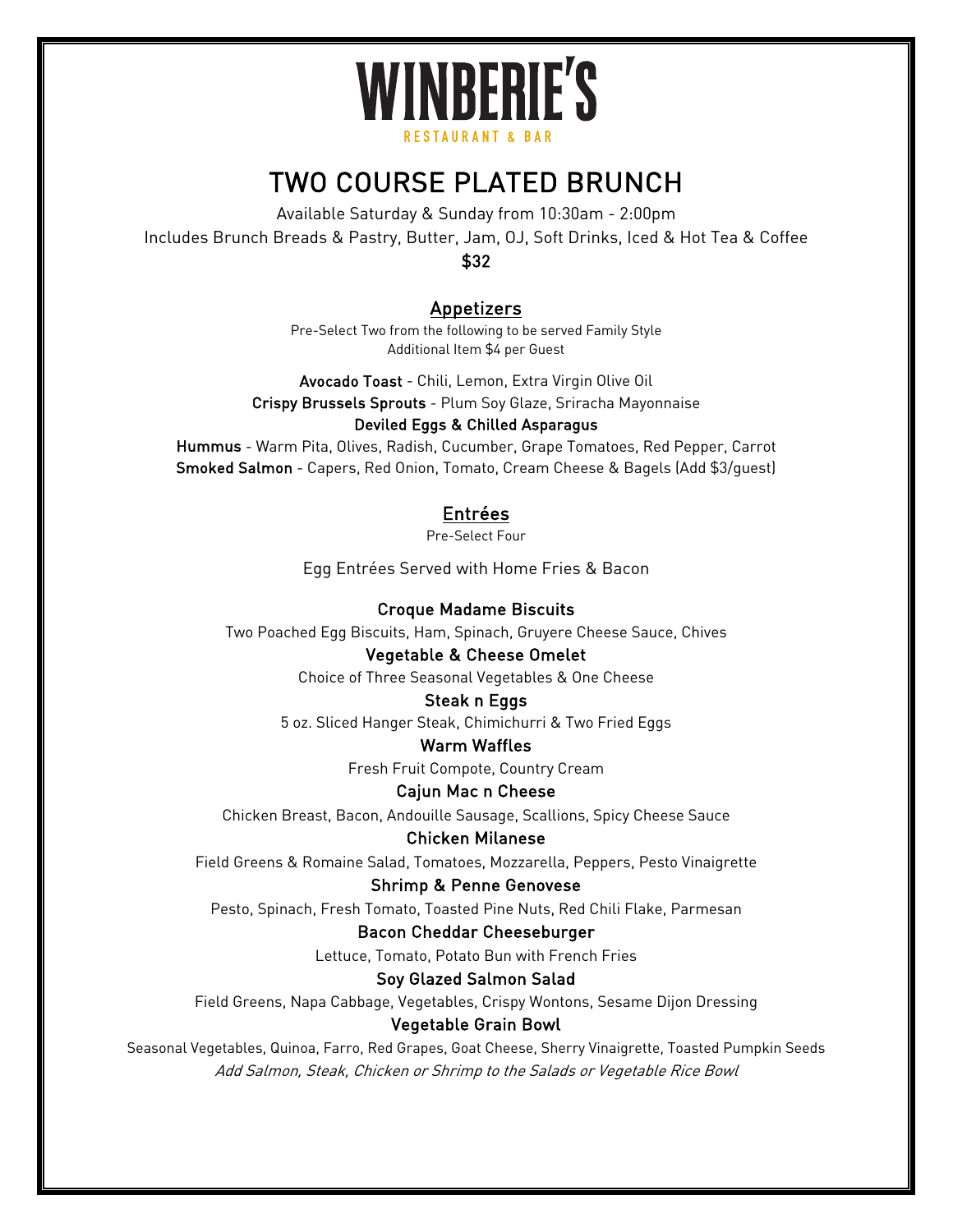# WINBERIE'S

RESTAURANT & BAR

## TWO COURSE PLATED BRUNCH

Available Saturday & Sunday from 10:30am - 2:00pm

Includes Brunch Breads & Pastry, Butter, Jam, OJ, Soft Drinks, Iced & Hot Tea & Coffee

**$32**

### Appetizers

Pre-Select Two from the following to be served Family Style

Additional Item $4 per Guest

**Avocado Toast** - Chili, Lemon, Extra Virgin Olive Oil

**Crispy Brussels Sprouts** - Plum Soy Glaze, Sriracha Mayonnaise

**Deviled Eggs & Chilled Asparagus**

**Hummus** - Warm Pita, Olives, Radish, Cucumber, Grape Tomatoes, Red Pepper, Carrot

**Smoked Salmon** - Capers, Red Onion, Tomato, Cream Cheese & Bagels (Add $3/guest)

### Entrées

Pre-Select Four

Egg Entrées Served with Home Fries & Bacon

**Croque Madame Biscuits**

Two Poached Egg Biscuits, Ham, Spinach, Gruyere Cheese Sauce, Chives

**Vegetable & Cheese Omelet**

Choice of Three Seasonal Vegetables & One Cheese

**Steak n Eggs**

5 oz. Sliced Hanger Steak, Chimichurri & Two Fried Eggs

**Warm Waffles**

Fresh Fruit Compote, Country Cream

**Cajun Mac n Cheese**

Chicken Breast, Bacon, Andouille Sausage, Scallions, Spicy Cheese Sauce

**Chicken Milanese**

Field Greens & Romaine Salad, Tomatoes, Mozzarella, Peppers, Pesto Vinaigrette

**Shrimp & Penne Genovese**

Pesto, Spinach, Fresh Tomato, Toasted Pine Nuts, Red Chili Flake, Parmesan

**Bacon Cheddar Cheeseburger**

Lettuce, Tomato, Potato Bun with French Fries

**Soy Glazed Salmon Salad**

Field Greens, Napa Cabbage, Vegetables, Crispy Wontons, Sesame Dijon Dressing

**Vegetable Grain Bowl**

Seasonal Vegetables, Quinoa, Farro, Red Grapes, Goat Cheese, Sherry Vinaigrette, Toasted Pumpkin Seeds

*Add Salmon, Steak, Chicken or Shrimp to the Salads or Vegetable Rice Bowl*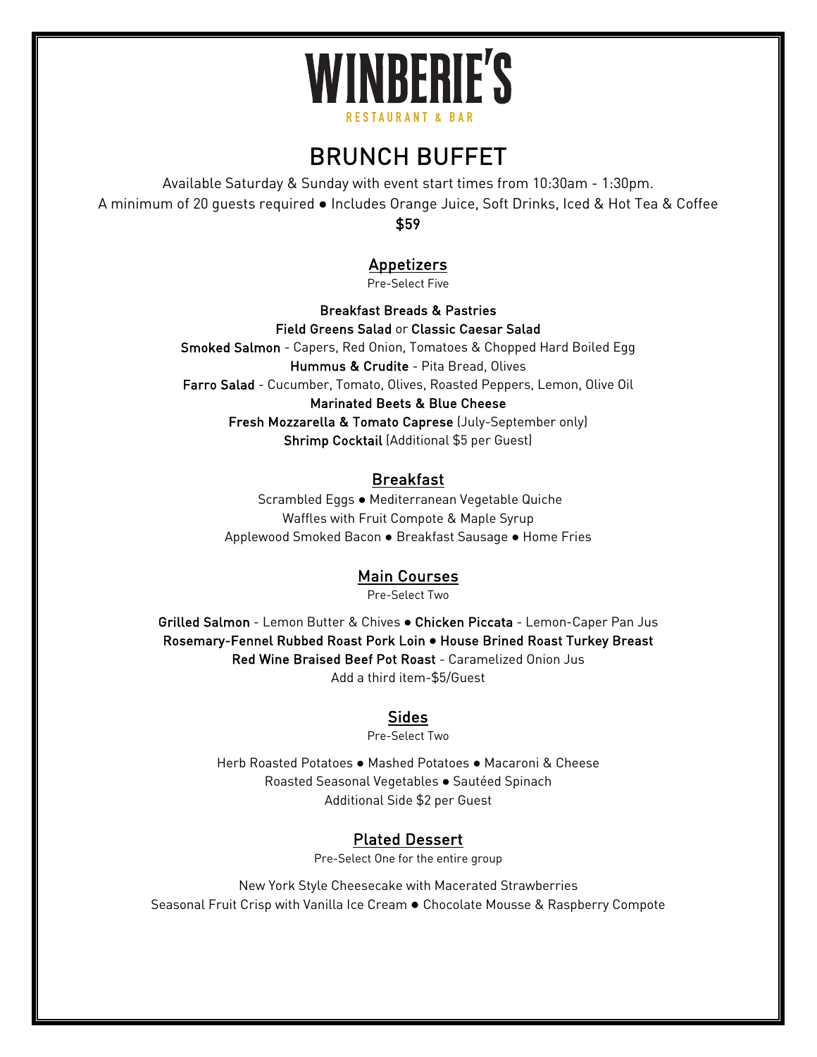# WINBERIE'S

RESTAURANT & BAR

## BRUNCH BUFFET

Available Saturday & Sunday with event start times from 10:30am - 1:30pm.
A minimum of 20 guests required ● Includes Orange Juice, Soft Drinks, Iced & Hot Tea & Coffee

**$59**

### Appetizers

Pre-Select Five

**Breakfast Breads & Pastries**
**Field Greens Salad** or **Classic Caesar Salad**
**Smoked Salmon** - Capers, Red Onion, Tomatoes & Chopped Hard Boiled Egg
**Hummus & Crudite** - Pita Bread, Olives
**Farro Salad** - Cucumber, Tomato, Olives, Roasted Peppers, Lemon, Olive Oil
**Marinated Beets & Blue Cheese**
**Fresh Mozzarella & Tomato Caprese** (July-September only)
**Shrimp Cocktail** (Additional $5 per Guest)

### Breakfast

Scrambled Eggs ● Mediterranean Vegetable Quiche
Waffles with Fruit Compote & Maple Syrup
Applewood Smoked Bacon ● Breakfast Sausage ● Home Fries

### Main Courses

Pre-Select Two

**Grilled Salmon** - Lemon Butter & Chives ● **Chicken Piccata** - Lemon-Caper Pan Jus
**Rosemary-Fennel Rubbed Roast Pork Loin ● House Brined Roast Turkey Breast**
**Red Wine Braised Beef Pot Roast** - Caramelized Onion Jus
Add a third item-$5/Guest

### Sides

Pre-Select Two

Herb Roasted Potatoes ● Mashed Potatoes ● Macaroni & Cheese
Roasted Seasonal Vegetables ● Sautéed Spinach
Additional Side $2 per Guest

### Plated Dessert

Pre-Select One for the entire group

New York Style Cheesecake with Macerated Strawberries
Seasonal Fruit Crisp with Vanilla Ice Cream ● Chocolate Mousse & Raspberry Compote